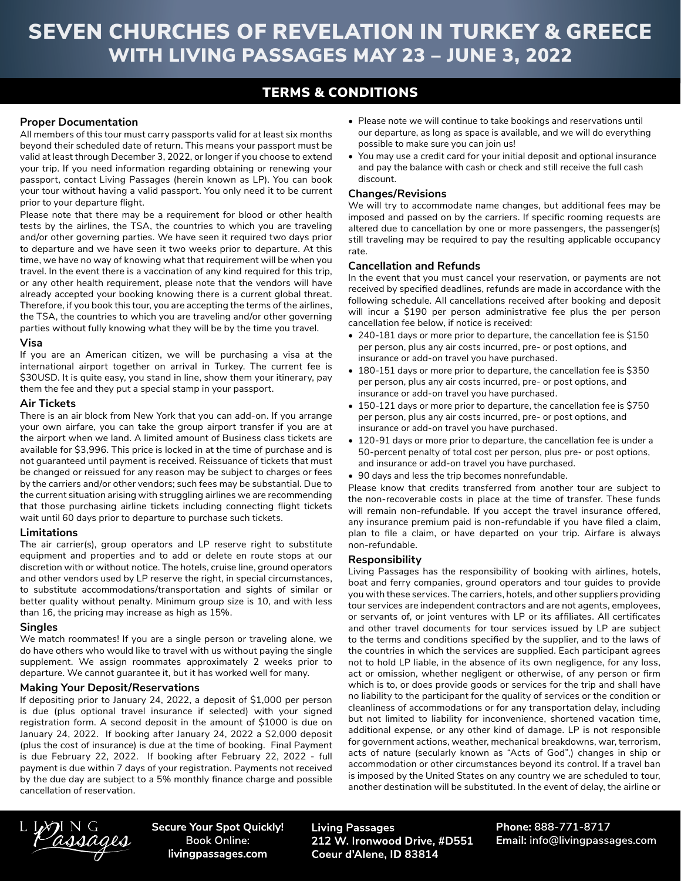# SEVEN CHURCHES OF REVELATION IN TURKEY & GREECE
# WITH LIVING PASSAGES MAY 23 – JUNE 3, 2022

## TERMS & CONDITIONS

### Proper Documentation

All members of this tour must carry passports valid for at least six months beyond their scheduled date of return. This means your passport must be valid at least through December 3, 2022, or longer if you choose to extend your trip. If you need information regarding obtaining or renewing your passport, contact Living Passages (herein known as LP). You can book your tour without having a valid passport. You only need it to be current prior to your departure flight.

Please note that there may be a requirement for blood or other health tests by the airlines, the TSA, the countries to which you are traveling and/or other governing parties. We have seen it required two days prior to departure and we have seen it two weeks prior to departure. At this time, we have no way of knowing what that requirement will be when you travel. In the event there is a vaccination of any kind required for this trip, or any other health requirement, please note that the vendors will have already accepted your booking knowing there is a current global threat. Therefore, if you book this tour, you are accepting the terms of the airlines, the TSA, the countries to which you are traveling and/or other governing parties without fully knowing what they will be by the time you travel.

### Visa

If you are an American citizen, we will be purchasing a visa at the international airport together on arrival in Turkey. The current fee is $30USD. It is quite easy, you stand in line, show them your itinerary, pay them the fee and they put a special stamp in your passport.

### Air Tickets

There is an air block from New York that you can add-on. If you arrange your own airfare, you can take the group airport transfer if you are at the airport when we land. A limited amount of Business class tickets are available for $3,996. This price is locked in at the time of purchase and is not guaranteed until payment is received. Reissuance of tickets that must be changed or reissued for any reason may be subject to charges or fees by the carriers and/or other vendors; such fees may be substantial. Due to the current situation arising with struggling airlines we are recommending that those purchasing airline tickets including connecting flight tickets wait until 60 days prior to departure to purchase such tickets.

### Limitations

The air carrier(s), group operators and LP reserve right to substitute equipment and properties and to add or delete en route stops at our discretion with or without notice. The hotels, cruise line, ground operators and other vendors used by LP reserve the right, in special circumstances, to substitute accommodations/transportation and sights of similar or better quality without penalty. Minimum group size is 10, and with less than 16, the pricing may increase as high as 15%.

### Singles

We match roommates! If you are a single person or traveling alone, we do have others who would like to travel with us without paying the single supplement. We assign roommates approximately 2 weeks prior to departure. We cannot guarantee it, but it has worked well for many.

### Making Your Deposit/Reservations

If depositing prior to January 24, 2022, a deposit of $1,000 per person is due (plus optional travel insurance if selected) with your signed registration form. A second deposit in the amount of $1000 is due on January 24, 2022. If booking after January 24, 2022 a $2,000 deposit (plus the cost of insurance) is due at the time of booking. Final Payment is due February 22, 2022. If booking after February 22, 2022 - full payment is due within 7 days of your registration. Payments not received by the due day are subject to a 5% monthly finance charge and possible cancellation of reservation.

- Please note we will continue to take bookings and reservations until our departure, as long as space is available, and we will do everything possible to make sure you can join us!
- You may use a credit card for your initial deposit and optional insurance and pay the balance with cash or check and still receive the full cash discount.

### Changes/Revisions

We will try to accommodate name changes, but additional fees may be imposed and passed on by the carriers. If specific rooming requests are altered due to cancellation by one or more passengers, the passenger(s) still traveling may be required to pay the resulting applicable occupancy rate.

### Cancellation and Refunds

In the event that you must cancel your reservation, or payments are not received by specified deadlines, refunds are made in accordance with the following schedule. All cancellations received after booking and deposit will incur a $190 per person administrative fee plus the per person cancellation fee below, if notice is received:

- 240-181 days or more prior to departure, the cancellation fee is $150 per person, plus any air costs incurred, pre- or post options, and insurance or add-on travel you have purchased.
- 180-151 days or more prior to departure, the cancellation fee is $350 per person, plus any air costs incurred, pre- or post options, and insurance or add-on travel you have purchased.
- 150-121 days or more prior to departure, the cancellation fee is $750 per person, plus any air costs incurred, pre- or post options, and insurance or add-on travel you have purchased.
- 120-91 days or more prior to departure, the cancellation fee is under a 50-percent penalty of total cost per person, plus pre- or post options, and insurance or add-on travel you have purchased.
- 90 days and less the trip becomes nonrefundable.

Please know that credits transferred from another tour are subject to the non-recoverable costs in place at the time of transfer. These funds will remain non-refundable. If you accept the travel insurance offered, any insurance premium paid is non-refundable if you have filed a claim, plan to file a claim, or have departed on your trip. Airfare is always non-refundable.

### Responsibility

Living Passages has the responsibility of booking with airlines, hotels, boat and ferry companies, ground operators and tour guides to provide you with these services. The carriers, hotels, and other suppliers providing tour services are independent contractors and are not agents, employees, or servants of, or joint ventures with LP or its affiliates. All certificates and other travel documents for tour services issued by LP are subject to the terms and conditions specified by the supplier, and to the laws of the countries in which the services are supplied. Each participant agrees not to hold LP liable, in the absence of its own negligence, for any loss, act or omission, whether negligent or otherwise, of any person or firm which is to, or does provide goods or services for the trip and shall have no liability to the participant for the quality of services or the condition or cleanliness of accommodations or for any transportation delay, including but not limited to liability for inconvenience, shortened vacation time, additional expense, or any other kind of damage. LP is not responsible for government actions, weather, mechanical breakdowns, war, terrorism, acts of nature (secularly known as "Acts of God",) changes in ship or accommodation or other circumstances beyond its control. If a travel ban is imposed by the United States on any country we are scheduled to tour, another destination will be substituted. In the event of delay, the airline or

**Secure Your Spot Quickly!** Book Online: **livingpassages.com**

**Living Passages**
**212 W. Ironwood Drive, #D551**
**Coeur d'Alene, ID 83814**

**Phone:** 888-771-8717
**Email:** info@livingpassages.com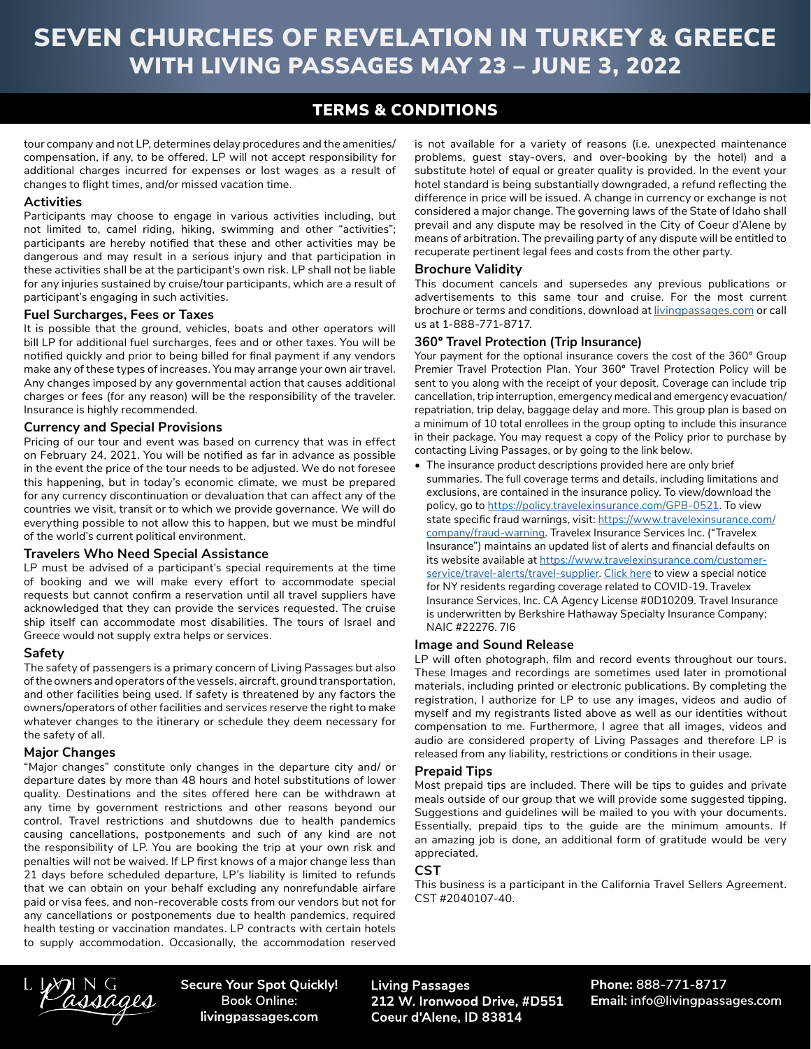# SEVEN CHURCHES OF REVELATION IN TURKEY & GREECE WITH LIVING PASSAGES MAY 23 – JUNE 3, 2022

## TERMS & CONDITIONS

tour company and not LP, determines delay procedures and the amenities/compensation, if any, to be offered. LP will not accept responsibility for additional charges incurred for expenses or lost wages as a result of changes to flight times, and/or missed vacation time.

### Activities

Participants may choose to engage in various activities including, but not limited to, camel riding, hiking, swimming and other "activities"; participants are hereby notified that these and other activities may be dangerous and may result in a serious injury and that participation in these activities shall be at the participant's own risk. LP shall not be liable for any injuries sustained by cruise/tour participants, which are a result of participant's engaging in such activities.

### Fuel Surcharges, Fees or Taxes

It is possible that the ground, vehicles, boats and other operators will bill LP for additional fuel surcharges, fees and or other taxes. You will be notified quickly and prior to being billed for final payment if any vendors make any of these types of increases. You may arrange your own air travel. Any changes imposed by any governmental action that causes additional charges or fees (for any reason) will be the responsibility of the traveler. Insurance is highly recommended.

### Currency and Special Provisions

Pricing of our tour and event was based on currency that was in effect on February 24, 2021. You will be notified as far in advance as possible in the event the price of the tour needs to be adjusted. We do not foresee this happening, but in today's economic climate, we must be prepared for any currency discontinuation or devaluation that can affect any of the countries we visit, transit or to which we provide governance. We will do everything possible to not allow this to happen, but we must be mindful of the world's current political environment.

### Travelers Who Need Special Assistance

LP must be advised of a participant's special requirements at the time of booking and we will make every effort to accommodate special requests but cannot confirm a reservation until all travel suppliers have acknowledged that they can provide the services requested. The cruise ship itself can accommodate most disabilities. The tours of Israel and Greece would not supply extra helps or services.

### Safety

The safety of passengers is a primary concern of Living Passages but also of the owners and operators of the vessels, aircraft, ground transportation, and other facilities being used. If safety is threatened by any factors the owners/operators of other facilities and services reserve the right to make whatever changes to the itinerary or schedule they deem necessary for the safety of all.

### Major Changes

"Major changes" constitute only changes in the departure city and/ or departure dates by more than 48 hours and hotel substitutions of lower quality. Destinations and the sites offered here can be withdrawn at any time by government restrictions and other reasons beyond our control. Travel restrictions and shutdowns due to health pandemics causing cancellations, postponements and such of any kind are not the responsibility of LP. You are booking the trip at your own risk and penalties will not be waived. If LP first knows of a major change less than 21 days before scheduled departure, LP's liability is limited to refunds that we can obtain on your behalf excluding any nonrefundable airfare paid or visa fees, and non-recoverable costs from our vendors but not for any cancellations or postponements due to health pandemics, required health testing or vaccination mandates. LP contracts with certain hotels to supply accommodation. Occasionally, the accommodation reserved is not available for a variety of reasons (i.e. unexpected maintenance problems, guest stay-overs, and over-booking by the hotel) and a substitute hotel of equal or greater quality is provided. In the event your hotel standard is being substantially downgraded, a refund reflecting the difference in price will be issued. A change in currency or exchange is not considered a major change. The governing laws of the State of Idaho shall prevail and any dispute may be resolved in the City of Coeur d'Alene by means of arbitration. The prevailing party of any dispute will be entitled to recuperate pertinent legal fees and costs from the other party.

### Brochure Validity

This document cancels and supersedes any previous publications or advertisements to this same tour and cruise. For the most current brochure or terms and conditions, download at livingpassages.com or call us at 1-888-771-8717.

### 360° Travel Protection (Trip Insurance)

Your payment for the optional insurance covers the cost of the 360° Group Premier Travel Protection Plan. Your 360° Travel Protection Policy will be sent to you along with the receipt of your deposit. Coverage can include trip cancellation, trip interruption, emergency medical and emergency evacuation/repatriation, trip delay, baggage delay and more. This group plan is based on a minimum of 10 total enrollees in the group opting to include this insurance in their package. You may request a copy of the Policy prior to purchase by contacting Living Passages, or by going to the link below.

- The insurance product descriptions provided here are only brief summaries. The full coverage terms and details, including limitations and exclusions, are contained in the insurance policy. To view/download the policy, go to https://policy.travelexinsurance.com/GPB-0521. To view state specific fraud warnings, visit: https://www.travelexinsurance.com/company/fraud-warning. Travelex Insurance Services Inc. ("Travelex Insurance") maintains an updated list of alerts and financial defaults on its website available at https://www.travelexinsurance.com/customer-service/travel-alerts/travel-supplier. Click here to view a special notice for NY residents regarding coverage related to COVID-19. Travelex Insurance Services, Inc. CA Agency License #0D10209. Travel Insurance is underwritten by Berkshire Hathaway Specialty Insurance Company; NAIC #22276. 7I6

### Image and Sound Release

LP will often photograph, film and record events throughout our tours. These Images and recordings are sometimes used later in promotional materials, including printed or electronic publications. By completing the registration, I authorize for LP to use any images, videos and audio of myself and my registrants listed above as well as our identities without compensation to me. Furthermore, I agree that all images, videos and audio are considered property of Living Passages and therefore LP is released from any liability, restrictions or conditions in their usage.

### Prepaid Tips

Most prepaid tips are included. There will be tips to guides and private meals outside of our group that we will provide some suggested tipping. Suggestions and guidelines will be mailed to you with your documents. Essentially, prepaid tips to the guide are the minimum amounts. If an amazing job is done, an additional form of gratitude would be very appreciated.

### CST

This business is a participant in the California Travel Sellers Agreement. CST #2040107-40.

Living Passages

**Secure Your Spot Quickly!**
Book Online:
**livingpassages.com**

**Living Passages**
**212 W. Ironwood Drive, #D551**
**Coeur d'Alene, ID 83814**

**Phone:** 888-771-8717
**Email:** info@livingpassages.com